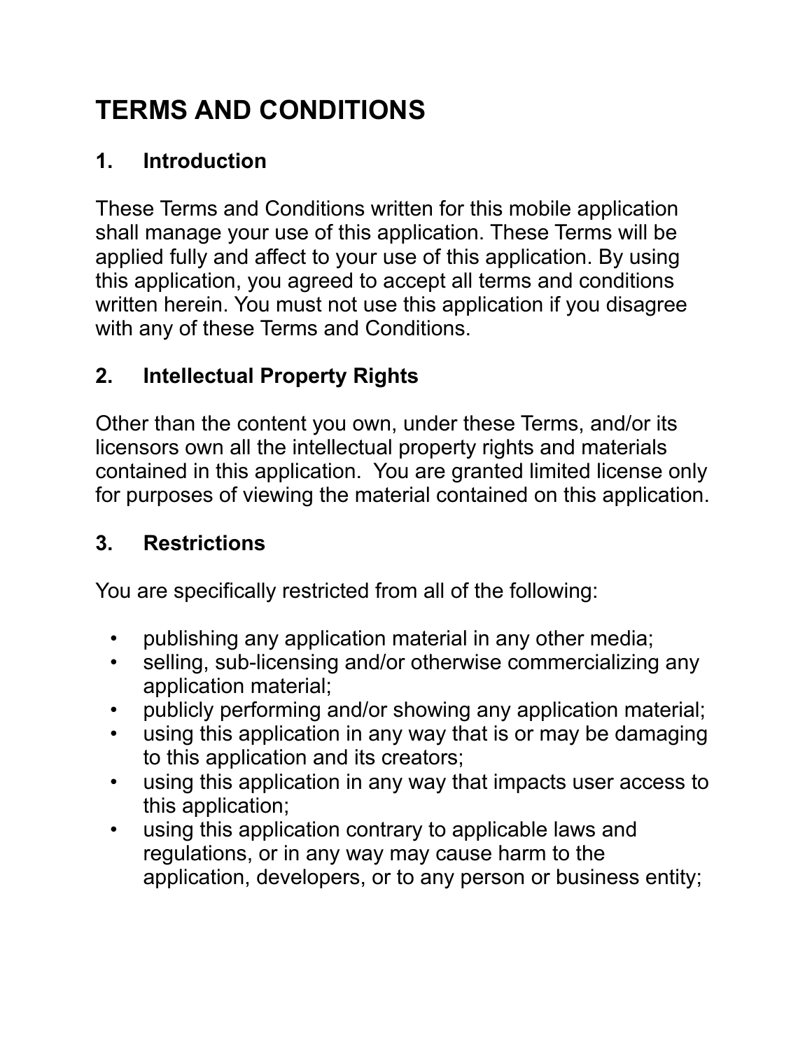# TERMS AND CONDITIONS

## 1. Introduction

These Terms and Conditions written for this mobile application shall manage your use of this application. These Terms will be applied fully and affect to your use of this application. By using this application, you agreed to accept all terms and conditions written herein. You must not use this application if you disagree with any of these Terms and Conditions.

## 2. Intellectual Property Rights

Other than the content you own, under these Terms, and/or its licensors own all the intellectual property rights and materials contained in this application. You are granted limited license only for purposes of viewing the material contained on this application.

## 3. Restrictions

You are specifically restricted from all of the following:

- publishing any application material in any other media;
- selling, sub-licensing and/or otherwise commercializing any application material;
- publicly performing and/or showing any application material;
- using this application in any way that is or may be damaging to this application and its creators;
- using this application in any way that impacts user access to this application;
- using this application contrary to applicable laws and regulations, or in any way may cause harm to the application, developers, or to any person or business entity;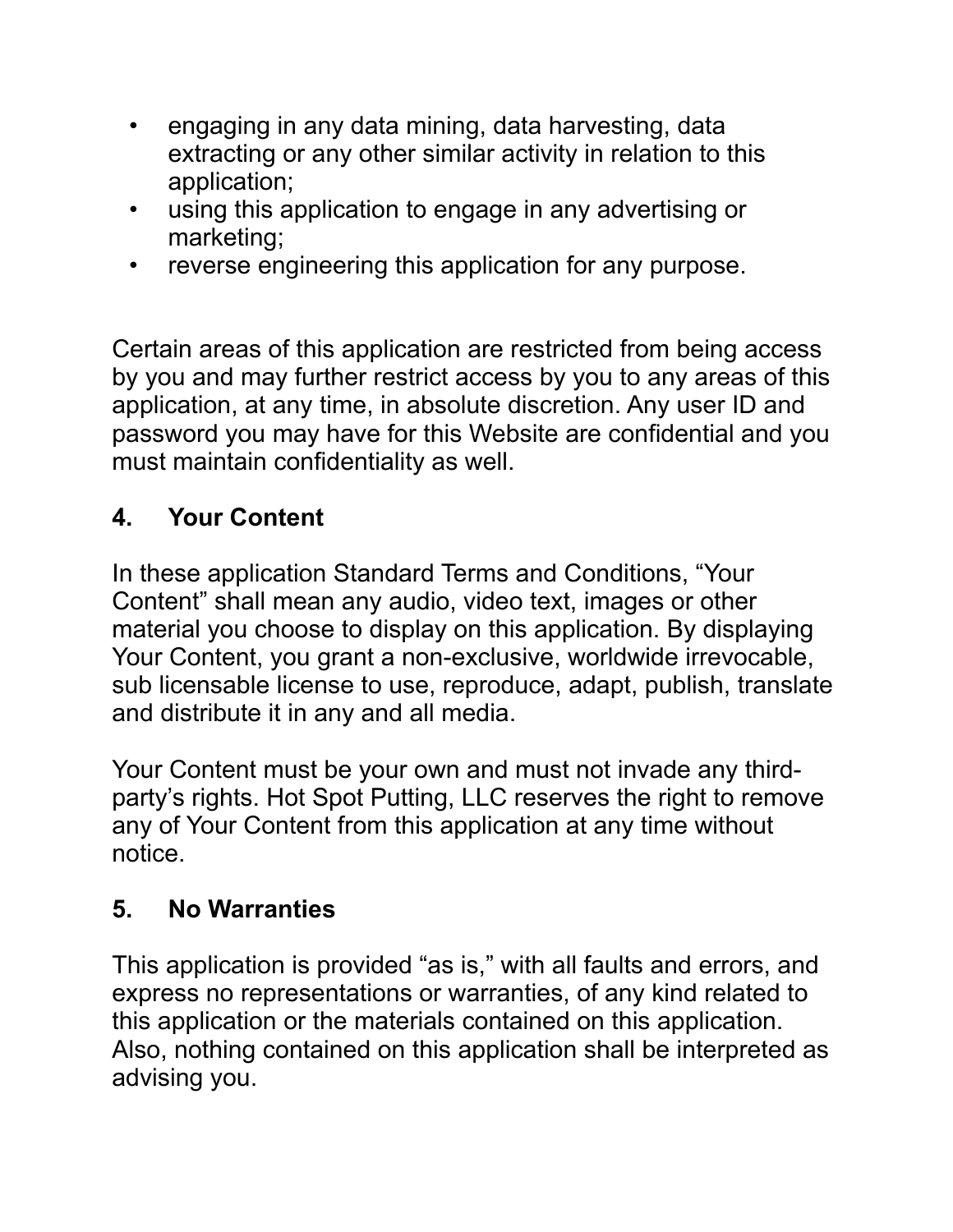- engaging in any data mining, data harvesting, data extracting or any other similar activity in relation to this application;
- using this application to engage in any advertising or marketing;
- reverse engineering this application for any purpose.

Certain areas of this application are restricted from being access by you and may further restrict access by you to any areas of this application, at any time, in absolute discretion. Any user ID and password you may have for this Website are confidential and you must maintain confidentiality as well.

## 4. Your Content

In these application Standard Terms and Conditions, “Your Content” shall mean any audio, video text, images or other material you choose to display on this application. By displaying Your Content, you grant a non-exclusive, worldwide irrevocable, sub licensable license to use, reproduce, adapt, publish, translate and distribute it in any and all media.

Your Content must be your own and must not invade any third-party’s rights. Hot Spot Putting, LLC reserves the right to remove any of Your Content from this application at any time without notice.

## 5. No Warranties

This application is provided “as is,” with all faults and errors, and express no representations or warranties, of any kind related to this application or the materials contained on this application. Also, nothing contained on this application shall be interpreted as advising you.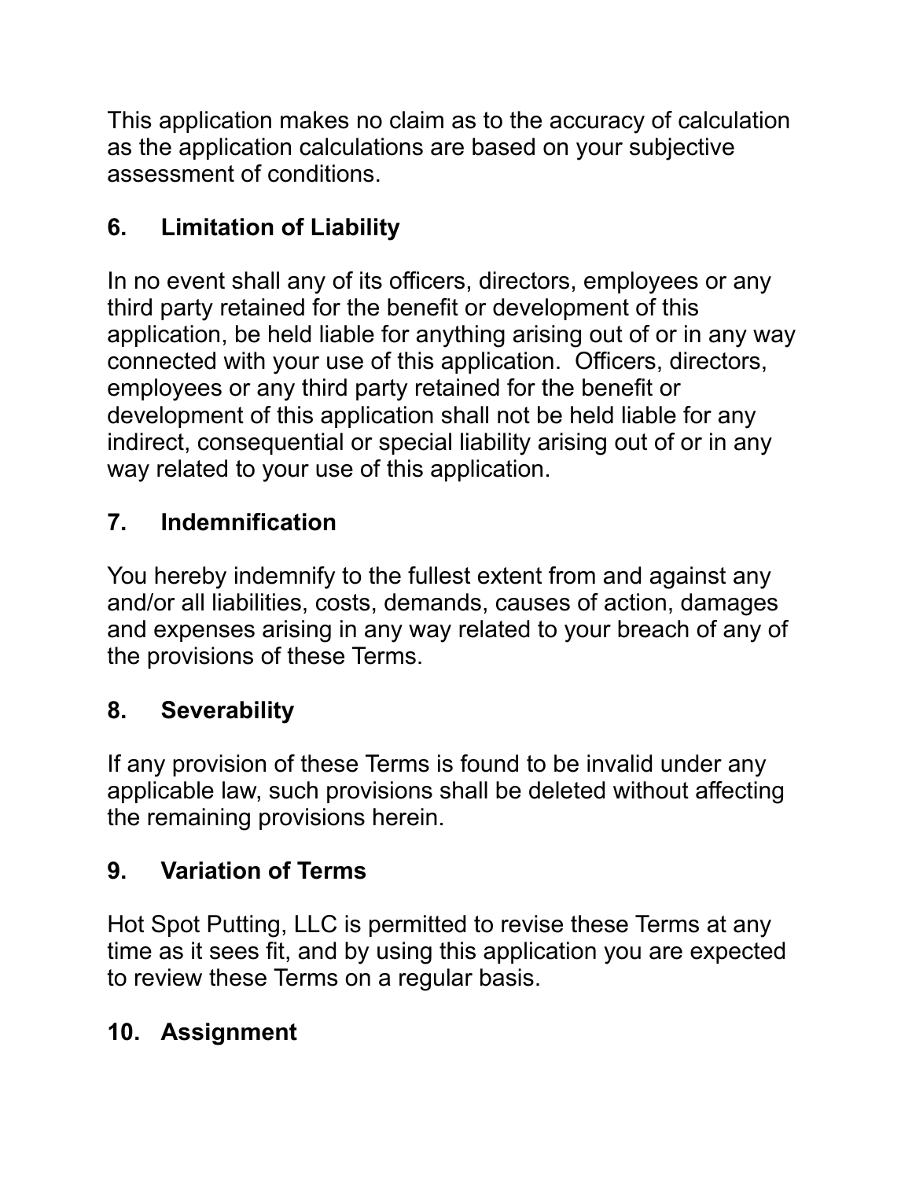This application makes no claim as to the accuracy of calculation as the application calculations are based on your subjective assessment of conditions.

## 6. Limitation of Liability

In no event shall any of its officers, directors, employees or any third party retained for the benefit or development of this application, be held liable for anything arising out of or in any way connected with your use of this application.  Officers, directors, employees or any third party retained for the benefit or development of this application shall not be held liable for any indirect, consequential or special liability arising out of or in any way related to your use of this application.

## 7. Indemnification

You hereby indemnify to the fullest extent from and against any and/or all liabilities, costs, demands, causes of action, damages and expenses arising in any way related to your breach of any of the provisions of these Terms.

## 8. Severability

If any provision of these Terms is found to be invalid under any applicable law, such provisions shall be deleted without affecting the remaining provisions herein.

## 9. Variation of Terms

Hot Spot Putting, LLC is permitted to revise these Terms at any time as it sees fit, and by using this application you are expected to review these Terms on a regular basis.

## 10. Assignment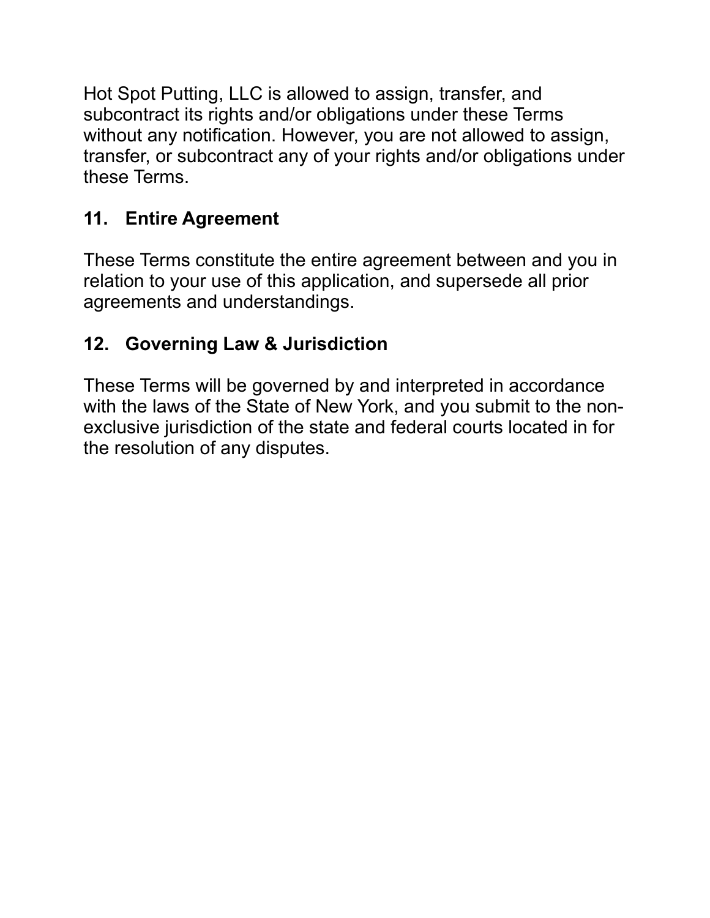Hot Spot Putting, LLC is allowed to assign, transfer, and subcontract its rights and/or obligations under these Terms without any notification. However, you are not allowed to assign, transfer, or subcontract any of your rights and/or obligations under these Terms.

## 11. Entire Agreement

These Terms constitute the entire agreement between and you in relation to your use of this application, and supersede all prior agreements and understandings.

## 12. Governing Law & Jurisdiction

These Terms will be governed by and interpreted in accordance with the laws of the State of New York, and you submit to the non-exclusive jurisdiction of the state and federal courts located in for the resolution of any disputes.